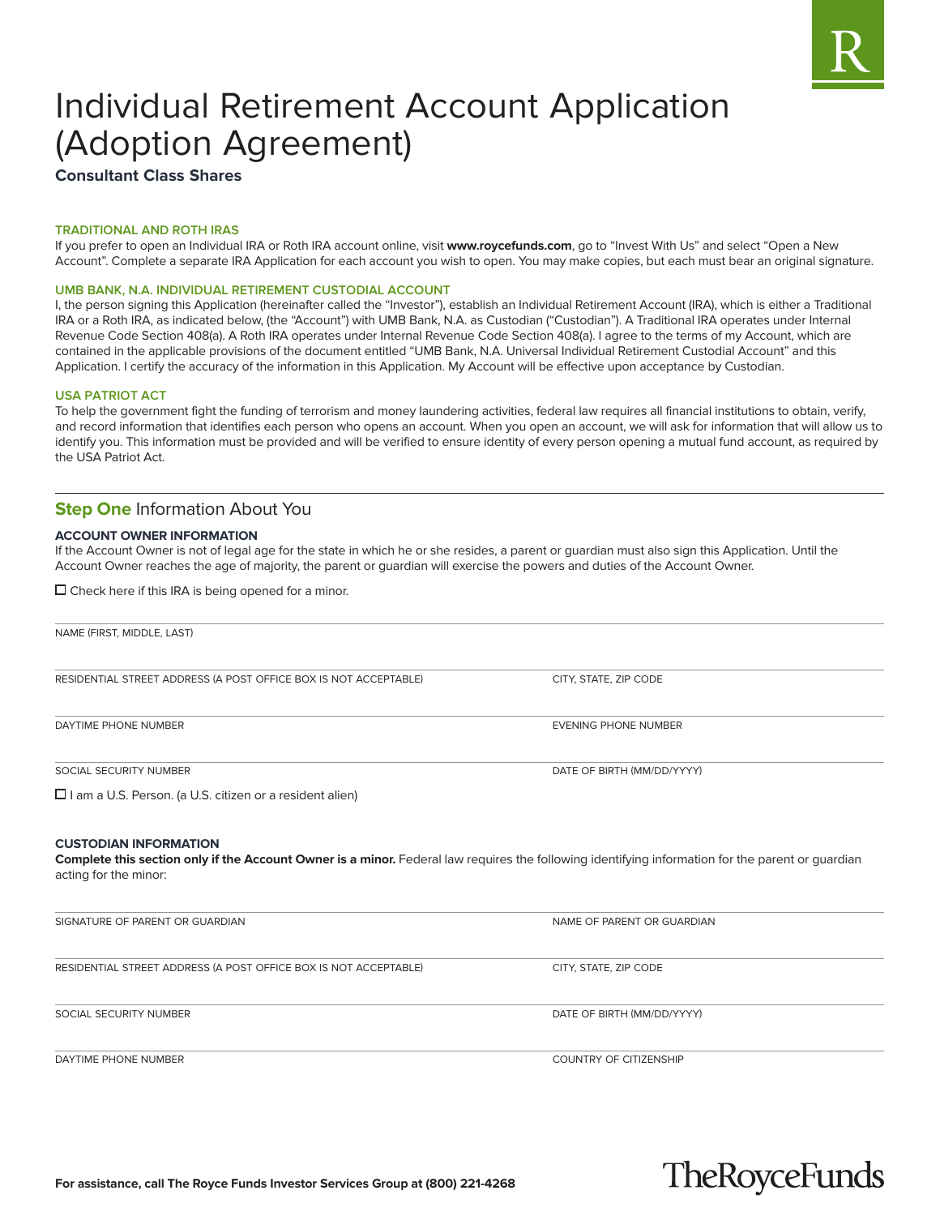# Individual Retirement Account Application (Adoption Agreement)

**Consultant Class Shares**

### TRADITIONAL AND ROTH IRAS

If you prefer to open an Individual IRA or Roth IRA account online, visit **www.roycefunds.com**, go to "Invest With Us" and select "Open a New Account". Complete a separate IRA Application for each account you wish to open. You may make copies, but each must bear an original signature.

### UMB BANK, N.A. INDIVIDUAL RETIREMENT CUSTODIAL ACCOUNT

I, the person signing this Application (hereinafter called the "Investor"), establish an Individual Retirement Account (IRA), which is either a Traditional IRA or a Roth IRA, as indicated below, (the "Account") with UMB Bank, N.A. as Custodian ("Custodian"). A Traditional IRA operates under Internal Revenue Code Section 408(a). A Roth IRA operates under Internal Revenue Code Section 408(a). I agree to the terms of my Account, which are contained in the applicable provisions of the document entitled "UMB Bank, N.A. Universal Individual Retirement Custodial Account" and this Application. I certify the accuracy of the information in this Application. My Account will be effective upon acceptance by Custodian.

### USA PATRIOT ACT

To help the government fight the funding of terrorism and money laundering activities, federal law requires all financial institutions to obtain, verify, and record information that identifies each person who opens an account. When you open an account, we will ask for information that will allow us to identify you. This information must be provided and will be verified to ensure identity of every person opening a mutual fund account, as required by the USA Patriot Act.

## Step One Information About You

### ACCOUNT OWNER INFORMATION

If the Account Owner is not of legal age for the state in which he or she resides, a parent or guardian must also sign this Application. Until the Account Owner reaches the age of majority, the parent or guardian will exercise the powers and duties of the Account Owner.

☐ Check here if this IRA is being opened for a minor.

NAME (FIRST, MIDDLE, LAST)

RESIDENTIAL STREET ADDRESS (A POST OFFICE BOX IS NOT ACCEPTABLE) | CITY, STATE, ZIP CODE

DAYTIME PHONE NUMBER | EVENING PHONE NUMBER

SOCIAL SECURITY NUMBER | DATE OF BIRTH (MM/DD/YYYY)

☐ I am a U.S. Person. (a U.S. citizen or a resident alien)

### CUSTODIAN INFORMATION

**Complete this section only if the Account Owner is a minor.** Federal law requires the following identifying information for the parent or guardian acting for the minor:

SIGNATURE OF PARENT OR GUARDIAN | NAME OF PARENT OR GUARDIAN

RESIDENTIAL STREET ADDRESS (A POST OFFICE BOX IS NOT ACCEPTABLE) | CITY, STATE, ZIP CODE

SOCIAL SECURITY NUMBER | DATE OF BIRTH (MM/DD/YYYY)

DAYTIME PHONE NUMBER | COUNTRY OF CITIZENSHIP

**For assistance, call The Royce Funds Investor Services Group at (800) 221-4268**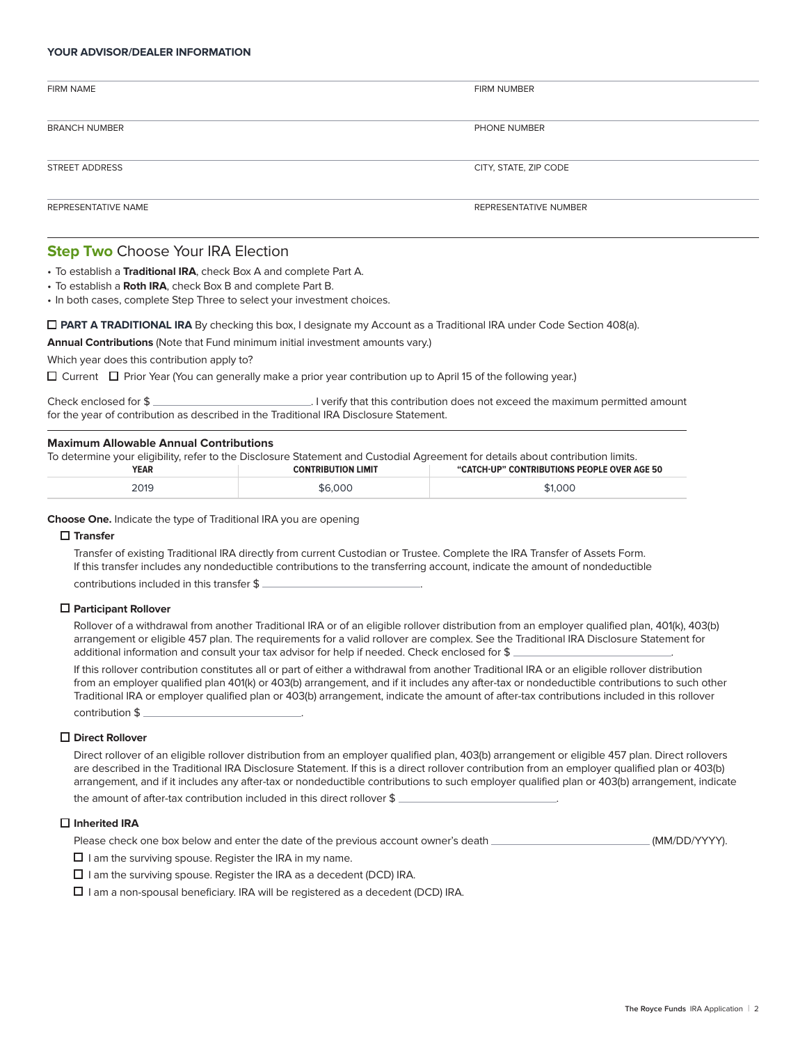**YOUR ADVISOR/DEALER INFORMATION**

| FIRM NAME | FIRM NUMBER |
|---|---|
| BRANCH NUMBER | PHONE NUMBER |
| STREET ADDRESS | CITY, STATE, ZIP CODE |
| REPRESENTATIVE NAME | REPRESENTATIVE NUMBER |

## Step Two Choose Your IRA Election

- To establish a **Traditional IRA**, check Box A and complete Part A.
- To establish a **Roth IRA**, check Box B and complete Part B.
- In both cases, complete Step Three to select your investment choices.

☐ **PART A TRADITIONAL IRA** By checking this box, I designate my Account as a Traditional IRA under Code Section 408(a).

**Annual Contributions** (Note that Fund minimum initial investment amounts vary.)

Which year does this contribution apply to?

☐ Current ☐ Prior Year (You can generally make a prior year contribution up to April 15 of the following year.)

Check enclosed for $ ____________________. I verify that this contribution does not exceed the maximum permitted amount for the year of contribution as described in the Traditional IRA Disclosure Statement.

**Maximum Allowable Annual Contributions**

To determine your eligibility, refer to the Disclosure Statement and Custodial Agreement for details about contribution limits.

| YEAR | CONTRIBUTION LIMIT | "CATCH-UP" CONTRIBUTIONS PEOPLE OVER AGE 50 |
|---|---|---|
| 2019 | $6,000 | $1,000 |

**Choose One.** Indicate the type of Traditional IRA you are opening

☐ **Transfer**

Transfer of existing Traditional IRA directly from current Custodian or Trustee. Complete the IRA Transfer of Assets Form. If this transfer includes any nondeductible contributions to the transferring account, indicate the amount of nondeductible contributions included in this transfer $ ____________________.

☐ **Participant Rollover**

Rollover of a withdrawal from another Traditional IRA or of an eligible rollover distribution from an employer qualified plan, 401(k), 403(b) arrangement or eligible 457 plan. The requirements for a valid rollover are complex. See the Traditional IRA Disclosure Statement for additional information and consult your tax advisor for help if needed. Check enclosed for $ ____________________.

If this rollover contribution constitutes all or part of either a withdrawal from another Traditional IRA or an eligible rollover distribution from an employer qualified plan 401(k) or 403(b) arrangement, and if it includes any after-tax or nondeductible contributions to such other Traditional IRA or employer qualified plan or 403(b) arrangement, indicate the amount of after-tax contributions included in this rollover contribution $ ____________________.

☐ **Direct Rollover**

Direct rollover of an eligible rollover distribution from an employer qualified plan, 403(b) arrangement or eligible 457 plan. Direct rollovers are described in the Traditional IRA Disclosure Statement. If this is a direct rollover contribution from an employer qualified plan or 403(b) arrangement, and if it includes any after-tax or nondeductible contributions to such employer qualified plan or 403(b) arrangement, indicate the amount of after-tax contribution included in this direct rollover $ ____________________.

☐ **Inherited IRA**

Please check one box below and enter the date of the previous account owner's death ____________________ (MM/DD/YYYY).

☐ I am the surviving spouse. Register the IRA in my name.

☐ I am the surviving spouse. Register the IRA as a decedent (DCD) IRA.

☐ I am a non-spousal beneficiary. IRA will be registered as a decedent (DCD) IRA.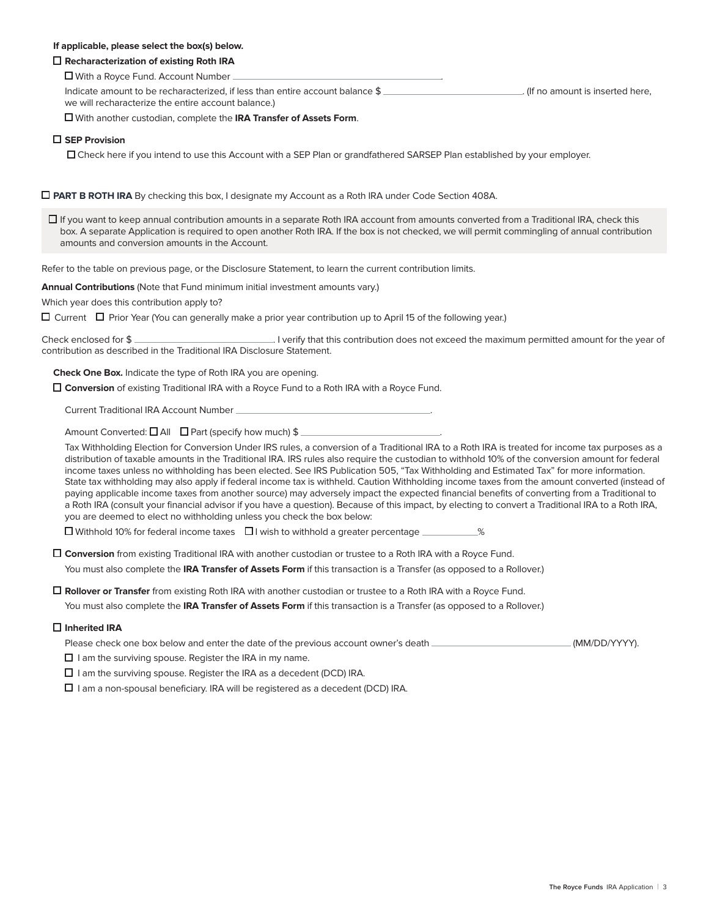**If applicable, please select the box(s) below.**

☐ **Recharacterization of existing Roth IRA**

☐ With a Royce Fund. Account Number ________________________________.

Indicate amount to be recharacterized, if less than entire account balance $ ____________________. (If no amount is inserted here, we will recharacterize the entire account balance.)

☐ With another custodian, complete the **IRA Transfer of Assets Form**.

☐ **SEP Provision**

☐ Check here if you intend to use this Account with a SEP Plan or grandfathered SARSEP Plan established by your employer.

☐ **PART B ROTH IRA** By checking this box, I designate my Account as a Roth IRA under Code Section 408A.

☐ If you want to keep annual contribution amounts in a separate Roth IRA account from amounts converted from a Traditional IRA, check this box. A separate Application is required to open another Roth IRA. If the box is not checked, we will permit commingling of annual contribution amounts and conversion amounts in the Account.

Refer to the table on previous page, or the Disclosure Statement, to learn the current contribution limits.

**Annual Contributions** (Note that Fund minimum initial investment amounts vary.)

Which year does this contribution apply to?

☐ Current ☐ Prior Year (You can generally make a prior year contribution up to April 15 of the following year.)

Check enclosed for $ ____________________. I verify that this contribution does not exceed the maximum permitted amount for the year of contribution as described in the Traditional IRA Disclosure Statement.

**Check One Box.** Indicate the type of Roth IRA you are opening.

☐ **Conversion** of existing Traditional IRA with a Royce Fund to a Roth IRA with a Royce Fund.

Current Traditional IRA Account Number ________________________________.

Amount Converted: ☐ All ☐ Part (specify how much) $ ____________________.

Tax Withholding Election for Conversion Under IRS rules, a conversion of a Traditional IRA to a Roth IRA is treated for income tax purposes as a distribution of taxable amounts in the Traditional IRA. IRS rules also require the custodian to withhold 10% of the conversion amount for federal income taxes unless no withholding has been elected. See IRS Publication 505, "Tax Withholding and Estimated Tax" for more information. State tax withholding may also apply if federal income tax is withheld. Caution Withholding income taxes from the amount converted (instead of paying applicable income taxes from another source) may adversely impact the expected financial benefits of converting from a Traditional to a Roth IRA (consult your financial advisor if you have a question). Because of this impact, by electing to convert a Traditional IRA to a Roth IRA, you are deemed to elect no withholding unless you check the box below:

☐ Withhold 10% for federal income taxes ☐ I wish to withhold a greater percentage ________%

☐ **Conversion** from existing Traditional IRA with another custodian or trustee to a Roth IRA with a Royce Fund.

You must also complete the **IRA Transfer of Assets Form** if this transaction is a Transfer (as opposed to a Rollover.)

☐ **Rollover or Transfer** from existing Roth IRA with another custodian or trustee to a Roth IRA with a Royce Fund.

You must also complete the **IRA Transfer of Assets Form** if this transaction is a Transfer (as opposed to a Rollover.)

☐ **Inherited IRA**

Please check one box below and enter the date of the previous account owner's death ____________________ (MM/DD/YYYY).

☐ I am the surviving spouse. Register the IRA in my name.

☐ I am the surviving spouse. Register the IRA as a decedent (DCD) IRA.

☐ I am a non-spousal beneficiary. IRA will be registered as a decedent (DCD) IRA.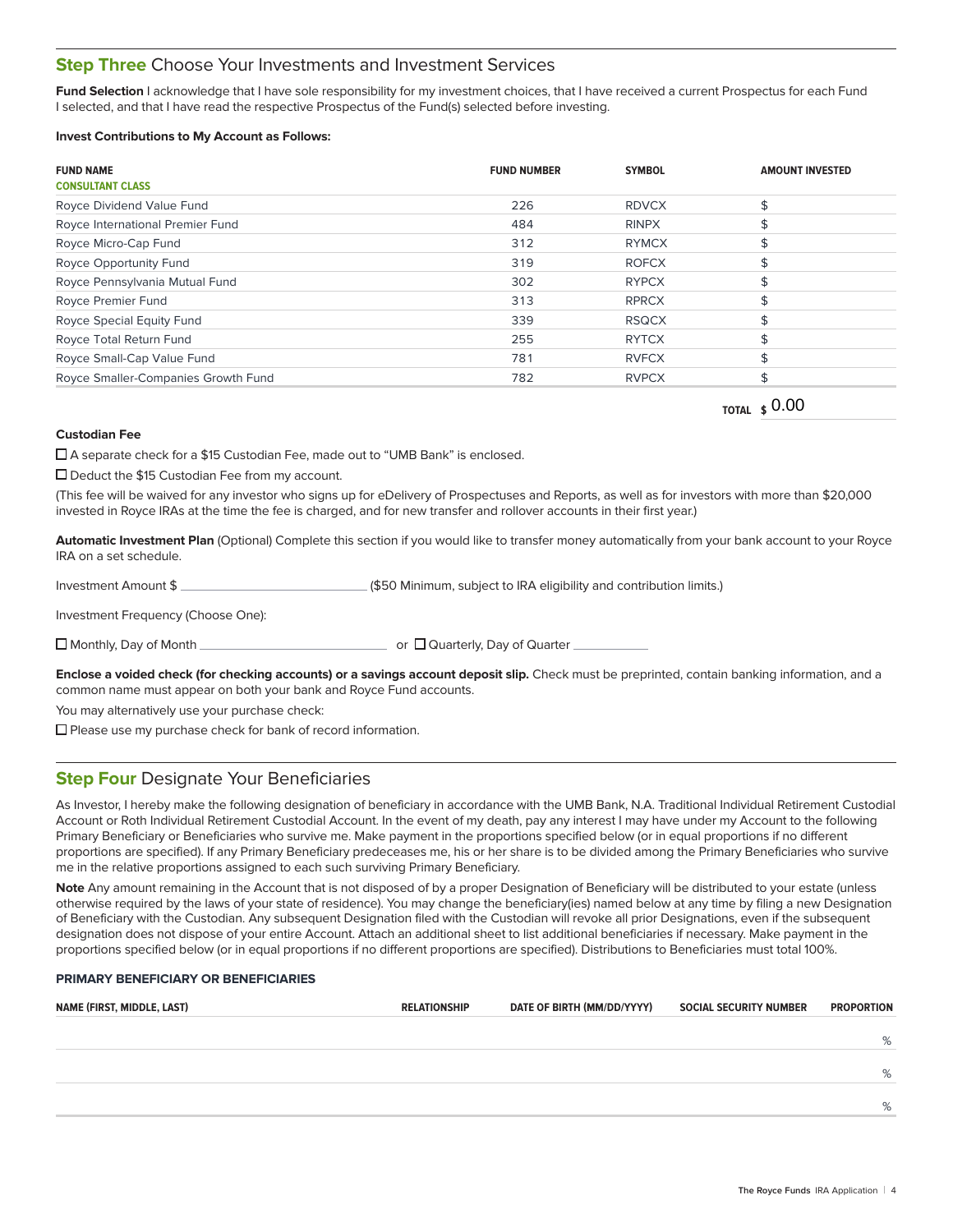## Step Three Choose Your Investments and Investment Services

**Fund Selection** I acknowledge that I have sole responsibility for my investment choices, that I have received a current Prospectus for each Fund I selected, and that I have read the respective Prospectus of the Fund(s) selected before investing.

**Invest Contributions to My Account as Follows:**

| FUND NAME<br>CONSULTANT CLASS | FUND NUMBER | SYMBOL | AMOUNT INVESTED |
|---|---|---|---|
| Royce Dividend Value Fund | 226 | RDVCX | $ |
| Royce International Premier Fund | 484 | RINPX | $ |
| Royce Micro-Cap Fund | 312 | RYMCX | $ |
| Royce Opportunity Fund | 319 | ROFCX | $ |
| Royce Pennsylvania Mutual Fund | 302 | RYPCX | $ |
| Royce Premier Fund | 313 | RPRCX | $ |
| Royce Special Equity Fund | 339 | RSQCX | $ |
| Royce Total Return Fund | 255 | RYTCX | $ |
| Royce Small-Cap Value Fund | 781 | RVFCX | $ |
| Royce Smaller-Companies Growth Fund | 782 | RVPCX | $ |
| | | TOTAL | $ 0.00 |

**Custodian Fee**

☐ A separate check for a $15 Custodian Fee, made out to "UMB Bank" is enclosed.

☐ Deduct the $15 Custodian Fee from my account.

(This fee will be waived for any investor who signs up for eDelivery of Prospectuses and Reports, as well as for investors with more than $20,000 invested in Royce IRAs at the time the fee is charged, and for new transfer and rollover accounts in their first year.)

**Automatic Investment Plan** (Optional) Complete this section if you would like to transfer money automatically from your bank account to your Royce IRA on a set schedule.

Investment Amount $ ______________________ ($50 Minimum, subject to IRA eligibility and contribution limits.)

Investment Frequency (Choose One):

☐ Monthly, Day of Month ______________________ or ☐ Quarterly, Day of Quarter __________

**Enclose a voided check (for checking accounts) or a savings account deposit slip.** Check must be preprinted, contain banking information, and a common name must appear on both your bank and Royce Fund accounts.

You may alternatively use your purchase check:

☐ Please use my purchase check for bank of record information.

## Step Four Designate Your Beneficiaries

As Investor, I hereby make the following designation of beneficiary in accordance with the UMB Bank, N.A. Traditional Individual Retirement Custodial Account or Roth Individual Retirement Custodial Account. In the event of my death, pay any interest I may have under my Account to the following Primary Beneficiary or Beneficiaries who survive me. Make payment in the proportions specified below (or in equal proportions if no different proportions are specified). If any Primary Beneficiary predeceases me, his or her share is to be divided among the Primary Beneficiaries who survive me in the relative proportions assigned to each such surviving Primary Beneficiary.

**Note** Any amount remaining in the Account that is not disposed of by a proper Designation of Beneficiary will be distributed to your estate (unless otherwise required by the laws of your state of residence). You may change the beneficiary(ies) named below at any time by filing a new Designation of Beneficiary with the Custodian. Any subsequent Designation filed with the Custodian will revoke all prior Designations, even if the subsequent designation does not dispose of your entire Account. Attach an additional sheet to list additional beneficiaries if necessary. Make payment in the proportions specified below (or in equal proportions if no different proportions are specified). Distributions to Beneficiaries must total 100%.

**PRIMARY BENEFICIARY OR BENEFICIARIES**

| NAME (FIRST, MIDDLE, LAST) | RELATIONSHIP | DATE OF BIRTH (MM/DD/YYYY) | SOCIAL SECURITY NUMBER | PROPORTION |
|---|---|---|---|---|
| | | | | % |
| | | | | % |
| | | | | % |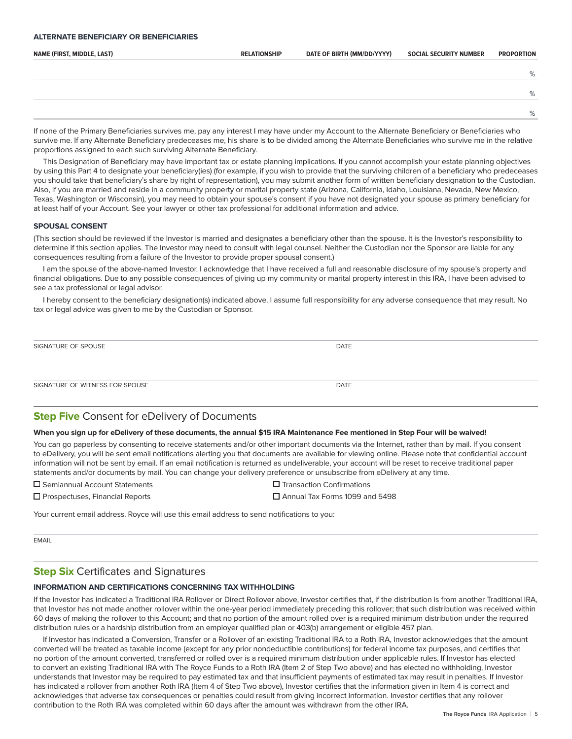**ALTERNATE BENEFICIARY OR BENEFICIARIES**

| NAME (FIRST, MIDDLE, LAST) | RELATIONSHIP | DATE OF BIRTH (MM/DD/YYYY) | SOCIAL SECURITY NUMBER | PROPORTION |
|---|---|---|---|---|
| | | | | % |
| | | | | % |
| | | | | % |

If none of the Primary Beneficiaries survives me, pay any interest I may have under my Account to the Alternate Beneficiary or Beneficiaries who survive me. If any Alternate Beneficiary predeceases me, his share is to be divided among the Alternate Beneficiaries who survive me in the relative proportions assigned to each such surviving Alternate Beneficiary.

This Designation of Beneficiary may have important tax or estate planning implications. If you cannot accomplish your estate planning objectives by using this Part 4 to designate your beneficiary(ies) (for example, if you wish to provide that the surviving children of a beneficiary who predeceases you should take that beneficiary's share by right of representation), you may submit another form of written beneficiary designation to the Custodian. Also, if you are married and reside in a community property or marital property state (Arizona, California, Idaho, Louisiana, Nevada, New Mexico, Texas, Washington or Wisconsin), you may need to obtain your spouse's consent if you have not designated your spouse as primary beneficiary for at least half of your Account. See your lawyer or other tax professional for additional information and advice.

**SPOUSAL CONSENT**

(This section should be reviewed if the Investor is married and designates a beneficiary other than the spouse. It is the Investor's responsibility to determine if this section applies. The Investor may need to consult with legal counsel. Neither the Custodian nor the Sponsor are liable for any consequences resulting from a failure of the Investor to provide proper spousal consent.)

I am the spouse of the above-named Investor. I acknowledge that I have received a full and reasonable disclosure of my spouse's property and financial obligations. Due to any possible consequences of giving up my community or marital property interest in this IRA, I have been advised to see a tax professional or legal advisor.

I hereby consent to the beneficiary designation(s) indicated above. I assume full responsibility for any adverse consequence that may result. No tax or legal advice was given to me by the Custodian or Sponsor.

SIGNATURE OF SPOUSE — DATE

SIGNATURE OF WITNESS FOR SPOUSE — DATE

## Step Five Consent for eDelivery of Documents

**When you sign up for eDelivery of these documents, the annual $15 IRA Maintenance Fee mentioned in Step Four will be waived!**

You can go paperless by consenting to receive statements and/or other important documents via the Internet, rather than by mail. If you consent to eDelivery, you will be sent email notifications alerting you that documents are available for viewing online. Please note that confidential account information will not be sent by email. If an email notification is returned as undeliverable, your account will be reset to receive traditional paper statements and/or documents by mail. You can change your delivery preference or unsubscribe from eDelivery at any time.

☐ Semiannual Account Statements
☐ Transaction Confirmations
☐ Prospectuses, Financial Reports
☐ Annual Tax Forms 1099 and 5498

Your current email address. Royce will use this email address to send notifications to you:

EMAIL

## Step Six Certificates and Signatures

**INFORMATION AND CERTIFICATIONS CONCERNING TAX WITHHOLDING**

If the Investor has indicated a Traditional IRA Rollover or Direct Rollover above, Investor certifies that, if the distribution is from another Traditional IRA, that Investor has not made another rollover within the one-year period immediately preceding this rollover; that such distribution was received within 60 days of making the rollover to this Account; and that no portion of the amount rolled over is a required minimum distribution under the required distribution rules or a hardship distribution from an employer qualified plan or 403(b) arrangement or eligible 457 plan.

If Investor has indicated a Conversion, Transfer or a Rollover of an existing Traditional IRA to a Roth IRA, Investor acknowledges that the amount converted will be treated as taxable income (except for any prior nondeductible contributions) for federal income tax purposes, and certifies that no portion of the amount converted, transferred or rolled over is a required minimum distribution under applicable rules. If Investor has elected to convert an existing Traditional IRA with The Royce Funds to a Roth IRA (Item 2 of Step Two above) and has elected no withholding, Investor understands that Investor may be required to pay estimated tax and that insufficient payments of estimated tax may result in penalties. If Investor has indicated a rollover from another Roth IRA (Item 4 of Step Two above), Investor certifies that the information given in Item 4 is correct and acknowledges that adverse tax consequences or penalties could result from giving incorrect information. Investor certifies that any rollover contribution to the Roth IRA was completed within 60 days after the amount was withdrawn from the other IRA.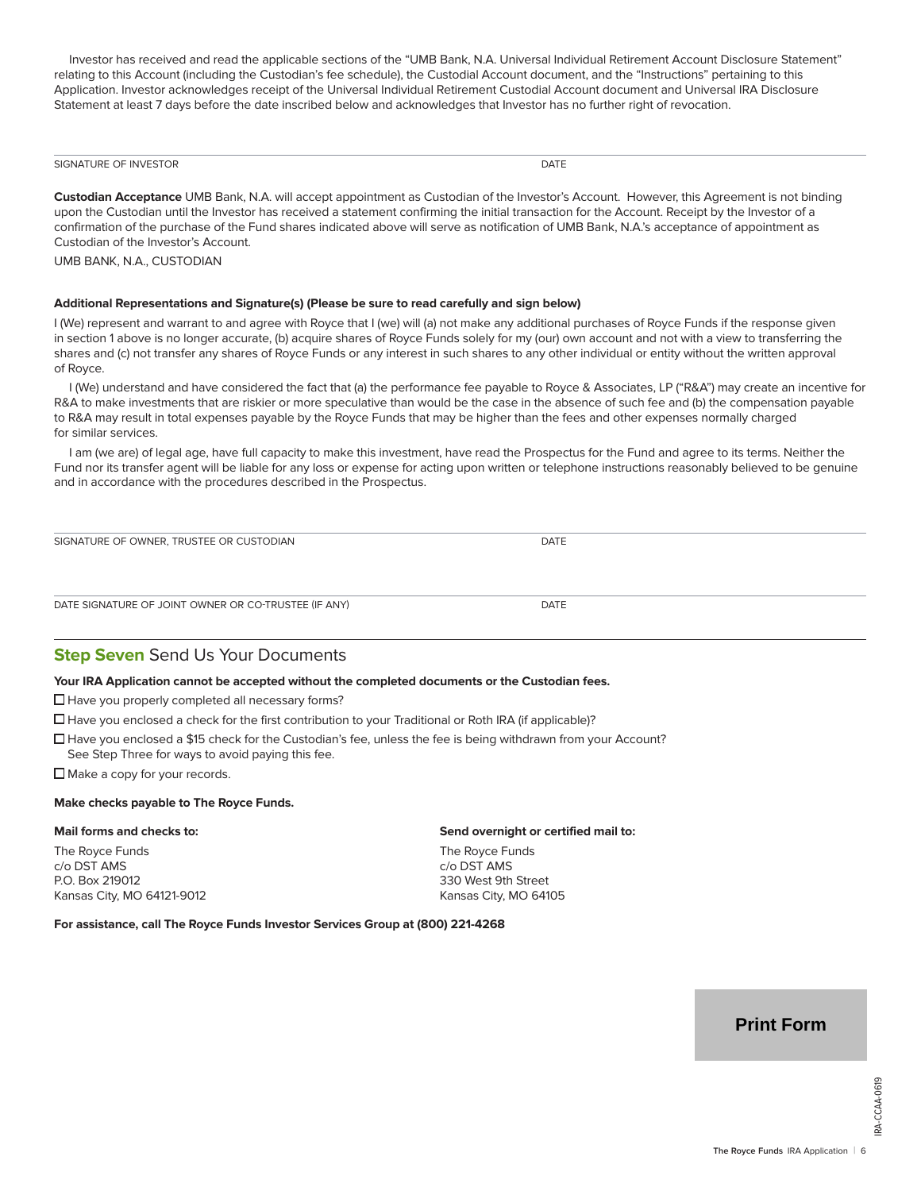Investor has received and read the applicable sections of the "UMB Bank, N.A. Universal Individual Retirement Account Disclosure Statement" relating to this Account (including the Custodian's fee schedule), the Custodial Account document, and the "Instructions" pertaining to this Application. Investor acknowledges receipt of the Universal Individual Retirement Custodial Account document and Universal IRA Disclosure Statement at least 7 days before the date inscribed below and acknowledges that Investor has no further right of revocation.

SIGNATURE OF INVESTOR DATE

**Custodian Acceptance** UMB Bank, N.A. will accept appointment as Custodian of the Investor's Account. However, this Agreement is not binding upon the Custodian until the Investor has received a statement confirming the initial transaction for the Account. Receipt by the Investor of a confirmation of the purchase of the Fund shares indicated above will serve as notification of UMB Bank, N.A.'s acceptance of appointment as Custodian of the Investor's Account.

UMB BANK, N.A., CUSTODIAN

**Additional Representations and Signature(s) (Please be sure to read carefully and sign below)**

I (We) represent and warrant to and agree with Royce that I (we) will (a) not make any additional purchases of Royce Funds if the response given in section 1 above is no longer accurate, (b) acquire shares of Royce Funds solely for my (our) own account and not with a view to transferring the shares and (c) not transfer any shares of Royce Funds or any interest in such shares to any other individual or entity without the written approval of Royce.

I (We) understand and have considered the fact that (a) the performance fee payable to Royce & Associates, LP ("R&A") may create an incentive for R&A to make investments that are riskier or more speculative than would be the case in the absence of such fee and (b) the compensation payable to R&A may result in total expenses payable by the Royce Funds that may be higher than the fees and other expenses normally charged for similar services.

I am (we are) of legal age, have full capacity to make this investment, have read the Prospectus for the Fund and agree to its terms. Neither the Fund nor its transfer agent will be liable for any loss or expense for acting upon written or telephone instructions reasonably believed to be genuine and in accordance with the procedures described in the Prospectus.

SIGNATURE OF OWNER, TRUSTEE OR CUSTODIAN DATE

DATE SIGNATURE OF JOINT OWNER OR CO-TRUSTEE (IF ANY) DATE

## **Step Seven** Send Us Your Documents

**Your IRA Application cannot be accepted without the completed documents or the Custodian fees.**

- ☐ Have you properly completed all necessary forms?
- ☐ Have you enclosed a check for the first contribution to your Traditional or Roth IRA (if applicable)?
- ☐ Have you enclosed a $15 check for the Custodian's fee, unless the fee is being withdrawn from your Account? See Step Three for ways to avoid paying this fee.
- ☐ Make a copy for your records.

**Make checks payable to The Royce Funds.**

**Mail forms and checks to:**

The Royce Funds
c/o DST AMS
P.O. Box 219012
Kansas City, MO 64121-9012

**Send overnight or certified mail to:**

The Royce Funds
c/o DST AMS
330 West 9th Street
Kansas City, MO 64105

**For assistance, call The Royce Funds Investor Services Group at (800) 221-4268**

Print Form

IRA-CCAA-0619